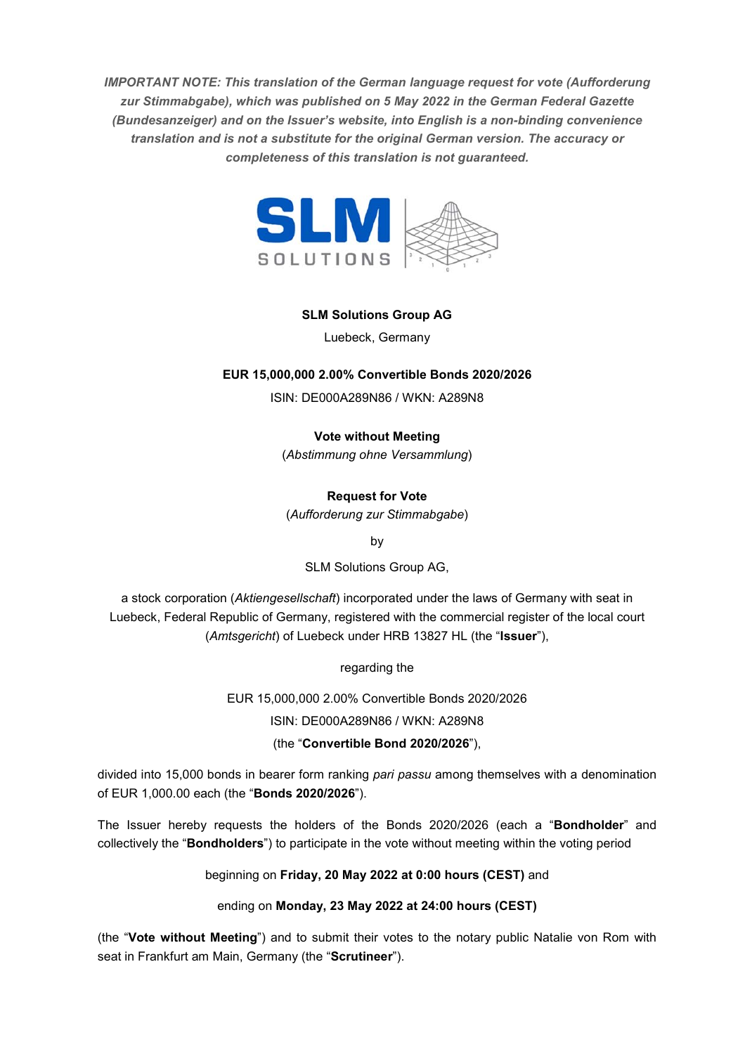***IMPORTANT NOTE: This translation of the German language request for vote (Aufforderung zur Stimmabgabe), which was published on 5 May 2022 in the German Federal Gazette (Bundesanzeiger) and on the Issuer's website, into English is a non-binding convenience translation and is not a substitute for the original German version. The accuracy or completeness of this translation is not guaranteed.***

**SLM Solutions Group AG**

Luebeck, Germany

**EUR 15,000,000 2.00% Convertible Bonds 2020/2026**

ISIN: DE000A289N86 / WKN: A289N8

**Vote without Meeting**

(*Abstimmung ohne Versammlung*)

**Request for Vote**

(*Aufforderung zur Stimmabgabe*)

by

SLM Solutions Group AG,

a stock corporation (*Aktiengesellschaft*) incorporated under the laws of Germany with seat in Luebeck, Federal Republic of Germany, registered with the commercial register of the local court (*Amtsgericht*) of Luebeck under HRB 13827 HL (the "**Issuer**"),

regarding the

EUR 15,000,000 2.00% Convertible Bonds 2020/2026

ISIN: DE000A289N86 / WKN: A289N8

(the "**Convertible Bond 2020/2026**"),

divided into 15,000 bonds in bearer form ranking *pari passu* among themselves with a denomination of EUR 1,000.00 each (the "**Bonds 2020/2026**").

The Issuer hereby requests the holders of the Bonds 2020/2026 (each a "**Bondholder**" and collectively the "**Bondholders**") to participate in the vote without meeting within the voting period

beginning on **Friday, 20 May 2022 at 0:00 hours (CEST)** and

ending on **Monday, 23 May 2022 at 24:00 hours (CEST)**

(the "**Vote without Meeting**") and to submit their votes to the notary public Natalie von Rom with seat in Frankfurt am Main, Germany (the "**Scrutineer**").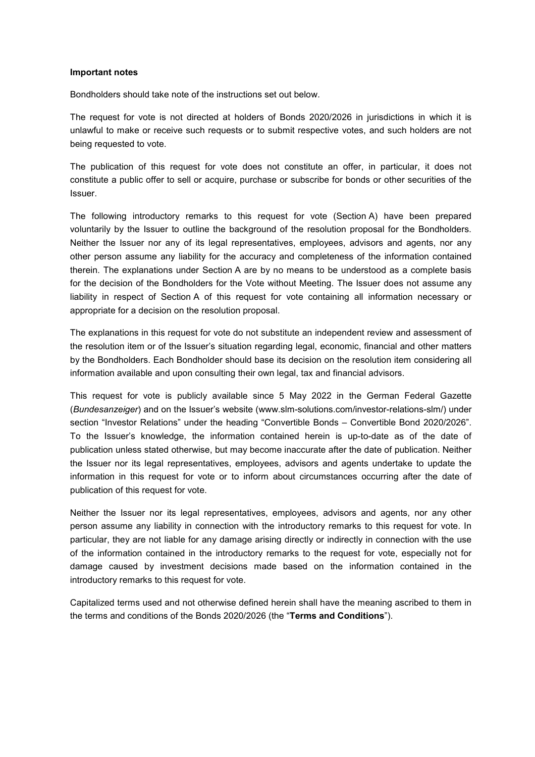**Important notes**

Bondholders should take note of the instructions set out below.

The request for vote is not directed at holders of Bonds 2020/2026 in jurisdictions in which it is unlawful to make or receive such requests or to submit respective votes, and such holders are not being requested to vote.

The publication of this request for vote does not constitute an offer, in particular, it does not constitute a public offer to sell or acquire, purchase or subscribe for bonds or other securities of the Issuer.

The following introductory remarks to this request for vote (Section A) have been prepared voluntarily by the Issuer to outline the background of the resolution proposal for the Bondholders. Neither the Issuer nor any of its legal representatives, employees, advisors and agents, nor any other person assume any liability for the accuracy and completeness of the information contained therein. The explanations under Section A are by no means to be understood as a complete basis for the decision of the Bondholders for the Vote without Meeting. The Issuer does not assume any liability in respect of Section A of this request for vote containing all information necessary or appropriate for a decision on the resolution proposal.

The explanations in this request for vote do not substitute an independent review and assessment of the resolution item or of the Issuer's situation regarding legal, economic, financial and other matters by the Bondholders. Each Bondholder should base its decision on the resolution item considering all information available and upon consulting their own legal, tax and financial advisors.

This request for vote is publicly available since 5 May 2022 in the German Federal Gazette (*Bundesanzeiger*) and on the Issuer's website (www.slm-solutions.com/investor-relations-slm/) under section "Investor Relations" under the heading "Convertible Bonds – Convertible Bond 2020/2026". To the Issuer's knowledge, the information contained herein is up-to-date as of the date of publication unless stated otherwise, but may become inaccurate after the date of publication. Neither the Issuer nor its legal representatives, employees, advisors and agents undertake to update the information in this request for vote or to inform about circumstances occurring after the date of publication of this request for vote.

Neither the Issuer nor its legal representatives, employees, advisors and agents, nor any other person assume any liability in connection with the introductory remarks to this request for vote. In particular, they are not liable for any damage arising directly or indirectly in connection with the use of the information contained in the introductory remarks to the request for vote, especially not for damage caused by investment decisions made based on the information contained in the introductory remarks to this request for vote.

Capitalized terms used and not otherwise defined herein shall have the meaning ascribed to them in the terms and conditions of the Bonds 2020/2026 (the "**Terms and Conditions**").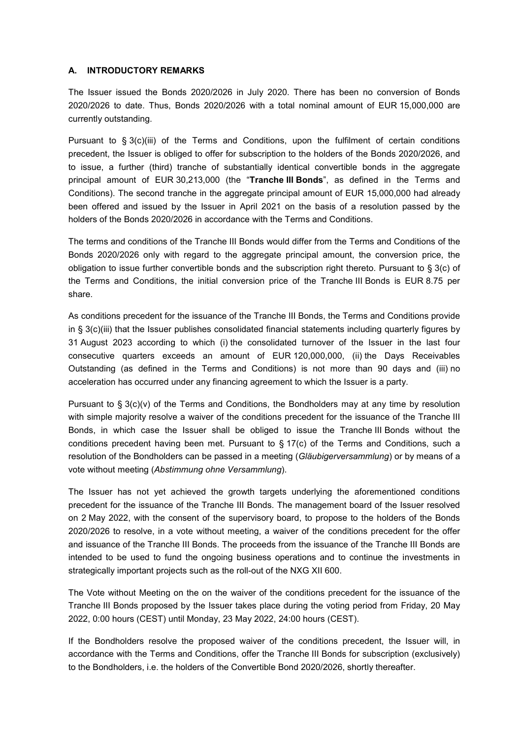## A. INTRODUCTORY REMARKS

The Issuer issued the Bonds 2020/2026 in July 2020. There has been no conversion of Bonds 2020/2026 to date. Thus, Bonds 2020/2026 with a total nominal amount of EUR 15,000,000 are currently outstanding.

Pursuant to § 3(c)(iii) of the Terms and Conditions, upon the fulfilment of certain conditions precedent, the Issuer is obliged to offer for subscription to the holders of the Bonds 2020/2026, and to issue, a further (third) tranche of substantially identical convertible bonds in the aggregate principal amount of EUR 30,213,000 (the "**Tranche III Bonds**", as defined in the Terms and Conditions). The second tranche in the aggregate principal amount of EUR 15,000,000 had already been offered and issued by the Issuer in April 2021 on the basis of a resolution passed by the holders of the Bonds 2020/2026 in accordance with the Terms and Conditions.

The terms and conditions of the Tranche III Bonds would differ from the Terms and Conditions of the Bonds 2020/2026 only with regard to the aggregate principal amount, the conversion price, the obligation to issue further convertible bonds and the subscription right thereto. Pursuant to § 3(c) of the Terms and Conditions, the initial conversion price of the Tranche III Bonds is EUR 8.75 per share.

As conditions precedent for the issuance of the Tranche III Bonds, the Terms and Conditions provide in § 3(c)(iii) that the Issuer publishes consolidated financial statements including quarterly figures by 31 August 2023 according to which (i) the consolidated turnover of the Issuer in the last four consecutive quarters exceeds an amount of EUR 120,000,000, (ii) the Days Receivables Outstanding (as defined in the Terms and Conditions) is not more than 90 days and (iii) no acceleration has occurred under any financing agreement to which the Issuer is a party.

Pursuant to § 3(c)(v) of the Terms and Conditions, the Bondholders may at any time by resolution with simple majority resolve a waiver of the conditions precedent for the issuance of the Tranche III Bonds, in which case the Issuer shall be obliged to issue the Tranche III Bonds without the conditions precedent having been met. Pursuant to § 17(c) of the Terms and Conditions, such a resolution of the Bondholders can be passed in a meeting (*Gläubigerversammlung*) or by means of a vote without meeting (*Abstimmung ohne Versammlung*).

The Issuer has not yet achieved the growth targets underlying the aforementioned conditions precedent for the issuance of the Tranche III Bonds. The management board of the Issuer resolved on 2 May 2022, with the consent of the supervisory board, to propose to the holders of the Bonds 2020/2026 to resolve, in a vote without meeting, a waiver of the conditions precedent for the offer and issuance of the Tranche III Bonds. The proceeds from the issuance of the Tranche III Bonds are intended to be used to fund the ongoing business operations and to continue the investments in strategically important projects such as the roll-out of the NXG XII 600.

The Vote without Meeting on the on the waiver of the conditions precedent for the issuance of the Tranche III Bonds proposed by the Issuer takes place during the voting period from Friday, 20 May 2022, 0:00 hours (CEST) until Monday, 23 May 2022, 24:00 hours (CEST).

If the Bondholders resolve the proposed waiver of the conditions precedent, the Issuer will, in accordance with the Terms and Conditions, offer the Tranche III Bonds for subscription (exclusively) to the Bondholders, i.e. the holders of the Convertible Bond 2020/2026, shortly thereafter.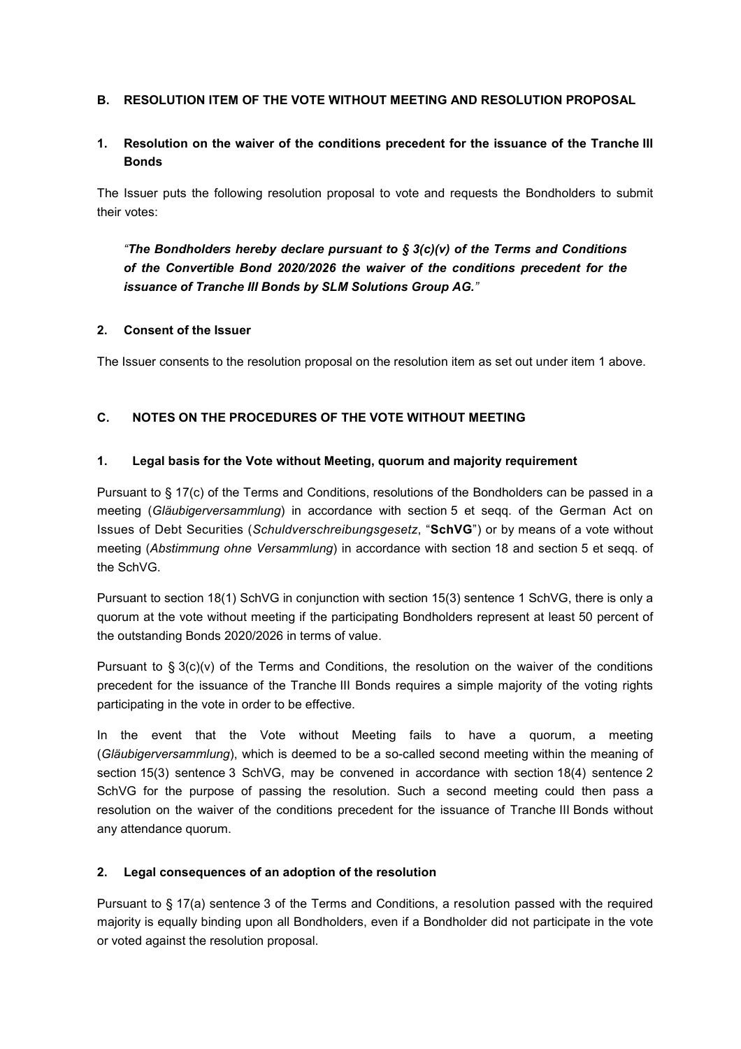## B. RESOLUTION ITEM OF THE VOTE WITHOUT MEETING AND RESOLUTION PROPOSAL

### 1. Resolution on the waiver of the conditions precedent for the issuance of the Tranche III Bonds

The Issuer puts the following resolution proposal to vote and requests the Bondholders to submit their votes:

> *"**The Bondholders hereby declare pursuant to § 3(c)(v) of the Terms and Conditions of the Convertible Bond 2020/2026 the waiver of the conditions precedent for the issuance of Tranche III Bonds by SLM Solutions Group AG.**"*

### 2. Consent of the Issuer

The Issuer consents to the resolution proposal on the resolution item as set out under item 1 above.

## C. NOTES ON THE PROCEDURES OF THE VOTE WITHOUT MEETING

### 1. Legal basis for the Vote without Meeting, quorum and majority requirement

Pursuant to § 17(c) of the Terms and Conditions, resolutions of the Bondholders can be passed in a meeting (*Gläubigerversammlung*) in accordance with section 5 et seqq. of the German Act on Issues of Debt Securities (*Schuldverschreibungsgesetz*, "**SchVG**") or by means of a vote without meeting (*Abstimmung ohne Versammlung*) in accordance with section 18 and section 5 et seqq. of the SchVG.

Pursuant to section 18(1) SchVG in conjunction with section 15(3) sentence 1 SchVG, there is only a quorum at the vote without meeting if the participating Bondholders represent at least 50 percent of the outstanding Bonds 2020/2026 in terms of value.

Pursuant to § 3(c)(v) of the Terms and Conditions, the resolution on the waiver of the conditions precedent for the issuance of the Tranche III Bonds requires a simple majority of the voting rights participating in the vote in order to be effective.

In the event that the Vote without Meeting fails to have a quorum, a meeting (*Gläubigerversammlung*), which is deemed to be a so-called second meeting within the meaning of section 15(3) sentence 3 SchVG, may be convened in accordance with section 18(4) sentence 2 SchVG for the purpose of passing the resolution. Such a second meeting could then pass a resolution on the waiver of the conditions precedent for the issuance of Tranche III Bonds without any attendance quorum.

### 2. Legal consequences of an adoption of the resolution

Pursuant to § 17(a) sentence 3 of the Terms and Conditions, a resolution passed with the required majority is equally binding upon all Bondholders, even if a Bondholder did not participate in the vote or voted against the resolution proposal.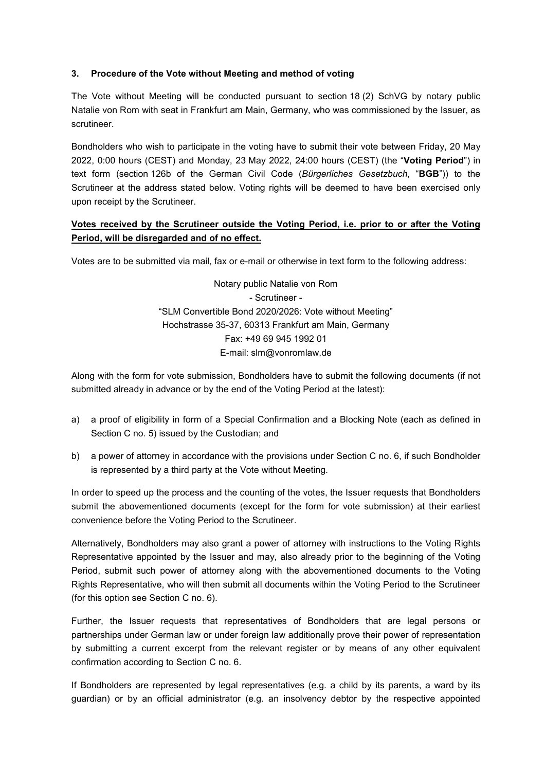### 3. Procedure of the Vote without Meeting and method of voting

The Vote without Meeting will be conducted pursuant to section 18 (2) SchVG by notary public Natalie von Rom with seat in Frankfurt am Main, Germany, who was commissioned by the Issuer, as scrutineer.

Bondholders who wish to participate in the voting have to submit their vote between Friday, 20 May 2022, 0:00 hours (CEST) and Monday, 23 May 2022, 24:00 hours (CEST) (the "**Voting Period**") in text form (section 126b of the German Civil Code (*Bürgerliches Gesetzbuch*, "**BGB**")) to the Scrutineer at the address stated below. Voting rights will be deemed to have been exercised only upon receipt by the Scrutineer.

**Votes received by the Scrutineer outside the Voting Period, i.e. prior to or after the Voting Period, will be disregarded and of no effect.**

Votes are to be submitted via mail, fax or e-mail or otherwise in text form to the following address:

Notary public Natalie von Rom
- Scrutineer -
"SLM Convertible Bond 2020/2026: Vote without Meeting"
Hochstrasse 35-37, 60313 Frankfurt am Main, Germany
Fax: +49 69 945 1992 01
E-mail: slm@vonromlaw.de

Along with the form for vote submission, Bondholders have to submit the following documents (if not submitted already in advance or by the end of the Voting Period at the latest):

a) a proof of eligibility in form of a Special Confirmation and a Blocking Note (each as defined in Section C no. 5) issued by the Custodian; and

b) a power of attorney in accordance with the provisions under Section C no. 6, if such Bondholder is represented by a third party at the Vote without Meeting.

In order to speed up the process and the counting of the votes, the Issuer requests that Bondholders submit the abovementioned documents (except for the form for vote submission) at their earliest convenience before the Voting Period to the Scrutineer.

Alternatively, Bondholders may also grant a power of attorney with instructions to the Voting Rights Representative appointed by the Issuer and may, also already prior to the beginning of the Voting Period, submit such power of attorney along with the abovementioned documents to the Voting Rights Representative, who will then submit all documents within the Voting Period to the Scrutineer (for this option see Section C no. 6).

Further, the Issuer requests that representatives of Bondholders that are legal persons or partnerships under German law or under foreign law additionally prove their power of representation by submitting a current excerpt from the relevant register or by means of any other equivalent confirmation according to Section C no. 6.

If Bondholders are represented by legal representatives (e.g. a child by its parents, a ward by its guardian) or by an official administrator (e.g. an insolvency debtor by the respective appointed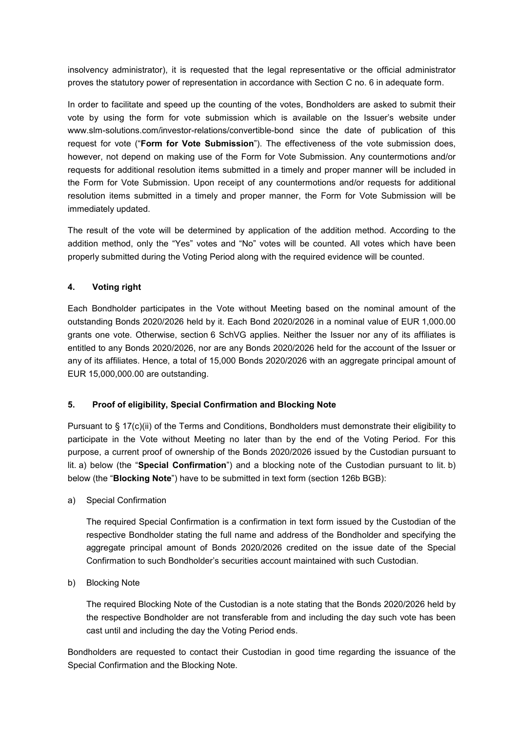insolvency administrator), it is requested that the legal representative or the official administrator proves the statutory power of representation in accordance with Section C no. 6 in adequate form.

In order to facilitate and speed up the counting of the votes, Bondholders are asked to submit their vote by using the form for vote submission which is available on the Issuer's website under www.slm-solutions.com/investor-relations/convertible-bond since the date of publication of this request for vote ("**Form for Vote Submission**"). The effectiveness of the vote submission does, however, not depend on making use of the Form for Vote Submission. Any countermotions and/or requests for additional resolution items submitted in a timely and proper manner will be included in the Form for Vote Submission. Upon receipt of any countermotions and/or requests for additional resolution items submitted in a timely and proper manner, the Form for Vote Submission will be immediately updated.

The result of the vote will be determined by application of the addition method. According to the addition method, only the "Yes" votes and "No" votes will be counted. All votes which have been properly submitted during the Voting Period along with the required evidence will be counted.

## 4. Voting right

Each Bondholder participates in the Vote without Meeting based on the nominal amount of the outstanding Bonds 2020/2026 held by it. Each Bond 2020/2026 in a nominal value of EUR 1,000.00 grants one vote. Otherwise, section 6 SchVG applies. Neither the Issuer nor any of its affiliates is entitled to any Bonds 2020/2026, nor are any Bonds 2020/2026 held for the account of the Issuer or any of its affiliates. Hence, a total of 15,000 Bonds 2020/2026 with an aggregate principal amount of EUR 15,000,000.00 are outstanding.

## 5. Proof of eligibility, Special Confirmation and Blocking Note

Pursuant to § 17(c)(ii) of the Terms and Conditions, Bondholders must demonstrate their eligibility to participate in the Vote without Meeting no later than by the end of the Voting Period. For this purpose, a current proof of ownership of the Bonds 2020/2026 issued by the Custodian pursuant to lit. a) below (the "**Special Confirmation**") and a blocking note of the Custodian pursuant to lit. b) below (the "**Blocking Note**") have to be submitted in text form (section 126b BGB):

a) Special Confirmation

The required Special Confirmation is a confirmation in text form issued by the Custodian of the respective Bondholder stating the full name and address of the Bondholder and specifying the aggregate principal amount of Bonds 2020/2026 credited on the issue date of the Special Confirmation to such Bondholder's securities account maintained with such Custodian.

b) Blocking Note

The required Blocking Note of the Custodian is a note stating that the Bonds 2020/2026 held by the respective Bondholder are not transferable from and including the day such vote has been cast until and including the day the Voting Period ends.

Bondholders are requested to contact their Custodian in good time regarding the issuance of the Special Confirmation and the Blocking Note.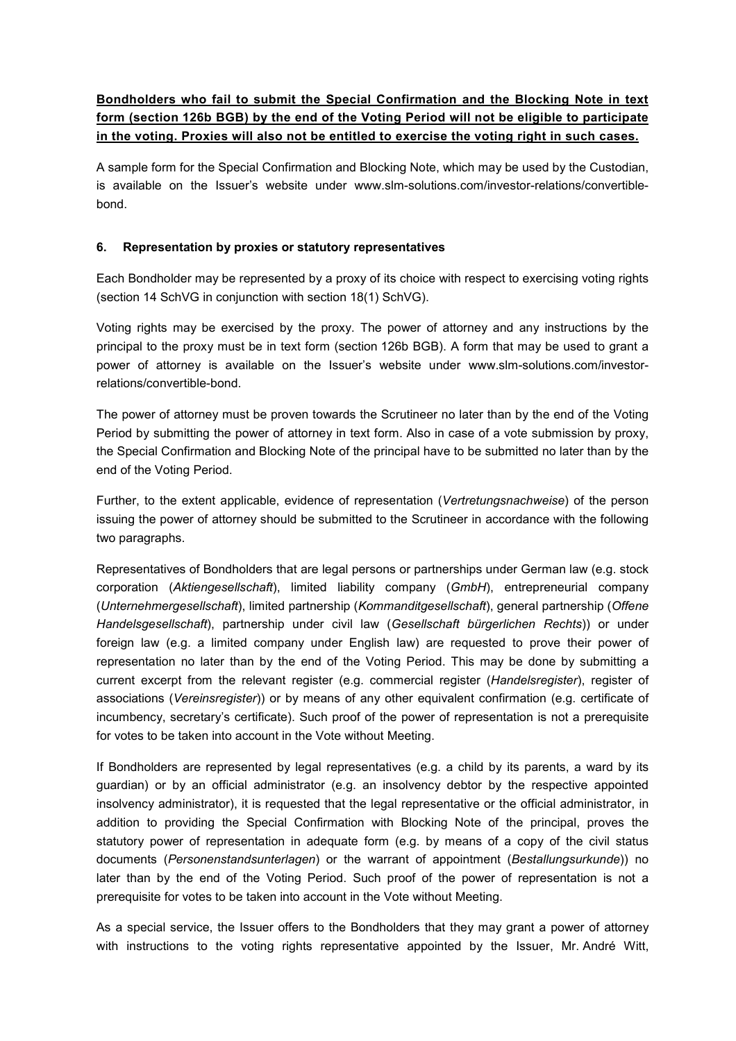**Bondholders who fail to submit the Special Confirmation and the Blocking Note in text form (section 126b BGB) by the end of the Voting Period will not be eligible to participate in the voting. Proxies will also not be entitled to exercise the voting right in such cases.**

A sample form for the Special Confirmation and Blocking Note, which may be used by the Custodian, is available on the Issuer's website under www.slm-solutions.com/investor-relations/convertible-bond.

### 6. Representation by proxies or statutory representatives

Each Bondholder may be represented by a proxy of its choice with respect to exercising voting rights (section 14 SchVG in conjunction with section 18(1) SchVG).

Voting rights may be exercised by the proxy. The power of attorney and any instructions by the principal to the proxy must be in text form (section 126b BGB). A form that may be used to grant a power of attorney is available on the Issuer's website under www.slm-solutions.com/investor-relations/convertible-bond.

The power of attorney must be proven towards the Scrutineer no later than by the end of the Voting Period by submitting the power of attorney in text form. Also in case of a vote submission by proxy, the Special Confirmation and Blocking Note of the principal have to be submitted no later than by the end of the Voting Period.

Further, to the extent applicable, evidence of representation (*Vertretungsnachweise*) of the person issuing the power of attorney should be submitted to the Scrutineer in accordance with the following two paragraphs.

Representatives of Bondholders that are legal persons or partnerships under German law (e.g. stock corporation (*Aktiengesellschaft*), limited liability company (*GmbH*), entrepreneurial company (*Unternehmergesellschaft*), limited partnership (*Kommanditgesellschaft*), general partnership (*Offene Handelsgesellschaft*), partnership under civil law (*Gesellschaft bürgerlichen Rechts*)) or under foreign law (e.g. a limited company under English law) are requested to prove their power of representation no later than by the end of the Voting Period. This may be done by submitting a current excerpt from the relevant register (e.g. commercial register (*Handelsregister*), register of associations (*Vereinsregister*)) or by means of any other equivalent confirmation (e.g. certificate of incumbency, secretary's certificate). Such proof of the power of representation is not a prerequisite for votes to be taken into account in the Vote without Meeting.

If Bondholders are represented by legal representatives (e.g. a child by its parents, a ward by its guardian) or by an official administrator (e.g. an insolvency debtor by the respective appointed insolvency administrator), it is requested that the legal representative or the official administrator, in addition to providing the Special Confirmation with Blocking Note of the principal, proves the statutory power of representation in adequate form (e.g. by means of a copy of the civil status documents (*Personenstandsunterlagen*) or the warrant of appointment (*Bestallungsurkunde*)) no later than by the end of the Voting Period. Such proof of the power of representation is not a prerequisite for votes to be taken into account in the Vote without Meeting.

As a special service, the Issuer offers to the Bondholders that they may grant a power of attorney with instructions to the voting rights representative appointed by the Issuer, Mr. André Witt,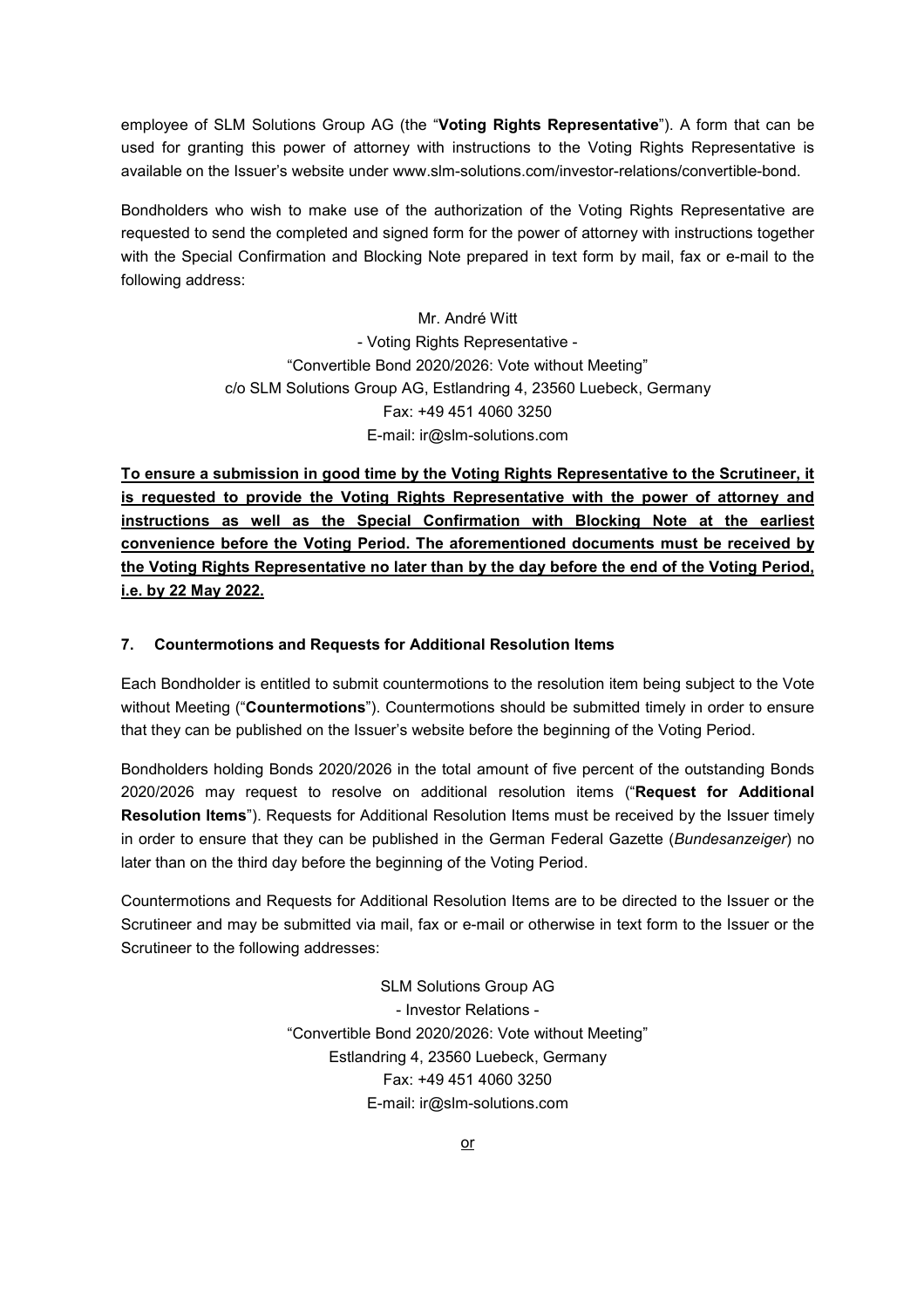employee of SLM Solutions Group AG (the "**Voting Rights Representative**"). A form that can be used for granting this power of attorney with instructions to the Voting Rights Representative is available on the Issuer's website under www.slm-solutions.com/investor-relations/convertible-bond.

Bondholders who wish to make use of the authorization of the Voting Rights Representative are requested to send the completed and signed form for the power of attorney with instructions together with the Special Confirmation and Blocking Note prepared in text form by mail, fax or e-mail to the following address:

Mr. André Witt  
- Voting Rights Representative -  
"Convertible Bond 2020/2026: Vote without Meeting"  
c/o SLM Solutions Group AG, Estlandring 4, 23560 Luebeck, Germany  
Fax: +49 451 4060 3250  
E-mail: ir@slm-solutions.com

<u>**To ensure a submission in good time by the Voting Rights Representative to the Scrutineer, it is requested to provide the Voting Rights Representative with the power of attorney and instructions as well as the Special Confirmation with Blocking Note at the earliest convenience before the Voting Period. The aforementioned documents must be received by the Voting Rights Representative no later than by the day before the end of the Voting Period, i.e. by 22 May 2022.**</u>

## 7. Countermotions and Requests for Additional Resolution Items

Each Bondholder is entitled to submit countermotions to the resolution item being subject to the Vote without Meeting ("**Countermotions**"). Countermotions should be submitted timely in order to ensure that they can be published on the Issuer's website before the beginning of the Voting Period.

Bondholders holding Bonds 2020/2026 in the total amount of five percent of the outstanding Bonds 2020/2026 may request to resolve on additional resolution items ("**Request for Additional Resolution Items**"). Requests for Additional Resolution Items must be received by the Issuer timely in order to ensure that they can be published in the German Federal Gazette (*Bundesanzeiger*) no later than on the third day before the beginning of the Voting Period.

Countermotions and Requests for Additional Resolution Items are to be directed to the Issuer or the Scrutineer and may be submitted via mail, fax or e-mail or otherwise in text form to the Issuer or the Scrutineer to the following addresses:

SLM Solutions Group AG  
- Investor Relations -  
"Convertible Bond 2020/2026: Vote without Meeting"  
Estlandring 4, 23560 Luebeck, Germany  
Fax: +49 451 4060 3250  
E-mail: ir@slm-solutions.com

<u>or</u>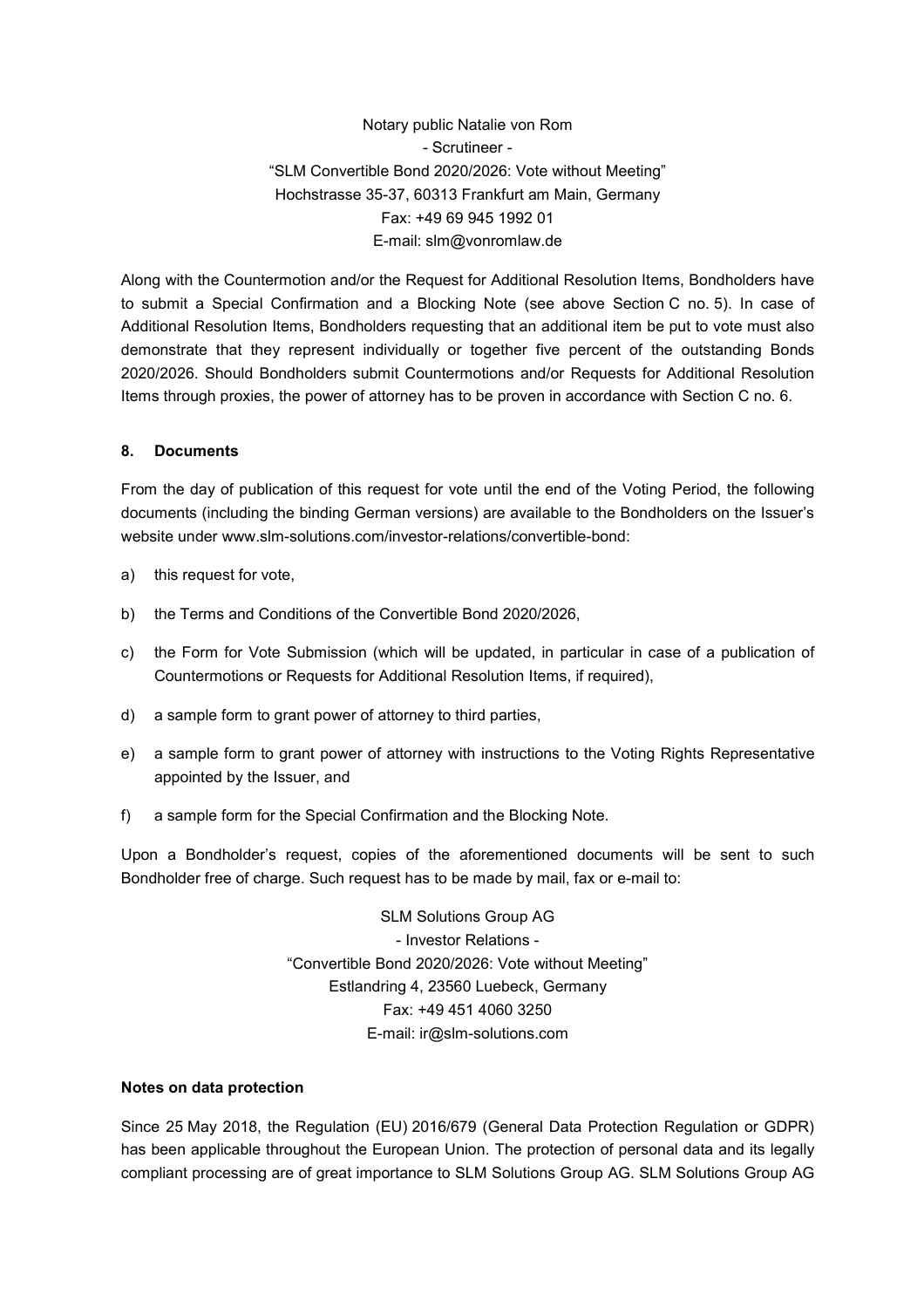Notary public Natalie von Rom  
- Scrutineer -  
"SLM Convertible Bond 2020/2026: Vote without Meeting"  
Hochstrasse 35-37, 60313 Frankfurt am Main, Germany  
Fax: +49 69 945 1992 01  
E-mail: slm@vonromlaw.de

Along with the Countermotion and/or the Request for Additional Resolution Items, Bondholders have to submit a Special Confirmation and a Blocking Note (see above Section C no. 5). In case of Additional Resolution Items, Bondholders requesting that an additional item be put to vote must also demonstrate that they represent individually or together five percent of the outstanding Bonds 2020/2026. Should Bondholders submit Countermotions and/or Requests for Additional Resolution Items through proxies, the power of attorney has to be proven in accordance with Section C no. 6.

### 8. Documents

From the day of publication of this request for vote until the end of the Voting Period, the following documents (including the binding German versions) are available to the Bondholders on the Issuer's website under www.slm-solutions.com/investor-relations/convertible-bond:

a) this request for vote,

b) the Terms and Conditions of the Convertible Bond 2020/2026,

c) the Form for Vote Submission (which will be updated, in particular in case of a publication of Countermotions or Requests for Additional Resolution Items, if required),

d) a sample form to grant power of attorney to third parties,

e) a sample form to grant power of attorney with instructions to the Voting Rights Representative appointed by the Issuer, and

f) a sample form for the Special Confirmation and the Blocking Note.

Upon a Bondholder's request, copies of the aforementioned documents will be sent to such Bondholder free of charge. Such request has to be made by mail, fax or e-mail to:

SLM Solutions Group AG  
- Investor Relations -  
"Convertible Bond 2020/2026: Vote without Meeting"  
Estlandring 4, 23560 Luebeck, Germany  
Fax: +49 451 4060 3250  
E-mail: ir@slm-solutions.com

### Notes on data protection

Since 25 May 2018, the Regulation (EU) 2016/679 (General Data Protection Regulation or GDPR) has been applicable throughout the European Union. The protection of personal data and its legally compliant processing are of great importance to SLM Solutions Group AG. SLM Solutions Group AG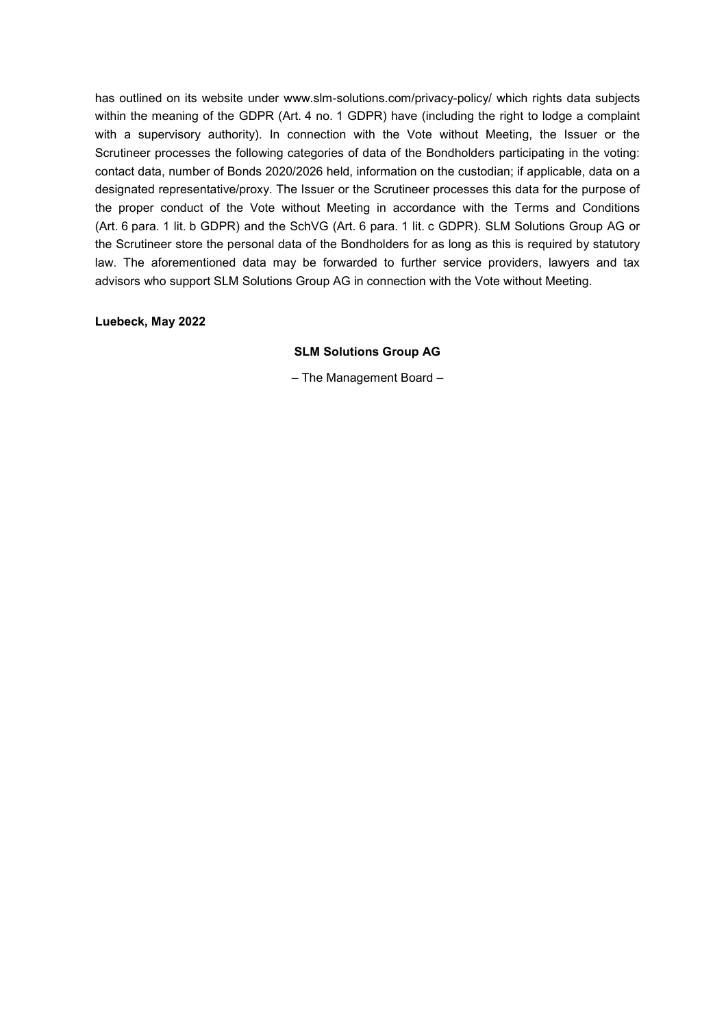has outlined on its website under www.slm-solutions.com/privacy-policy/ which rights data subjects within the meaning of the GDPR (Art. 4 no. 1 GDPR) have (including the right to lodge a complaint with a supervisory authority). In connection with the Vote without Meeting, the Issuer or the Scrutineer processes the following categories of data of the Bondholders participating in the voting: contact data, number of Bonds 2020/2026 held, information on the custodian; if applicable, data on a designated representative/proxy. The Issuer or the Scrutineer processes this data for the purpose of the proper conduct of the Vote without Meeting in accordance with the Terms and Conditions (Art. 6 para. 1 lit. b GDPR) and the SchVG (Art. 6 para. 1 lit. c GDPR). SLM Solutions Group AG or the Scrutineer store the personal data of the Bondholders for as long as this is required by statutory law. The aforementioned data may be forwarded to further service providers, lawyers and tax advisors who support SLM Solutions Group AG in connection with the Vote without Meeting.

**Luebeck, May 2022**

**SLM Solutions Group AG**

– The Management Board –